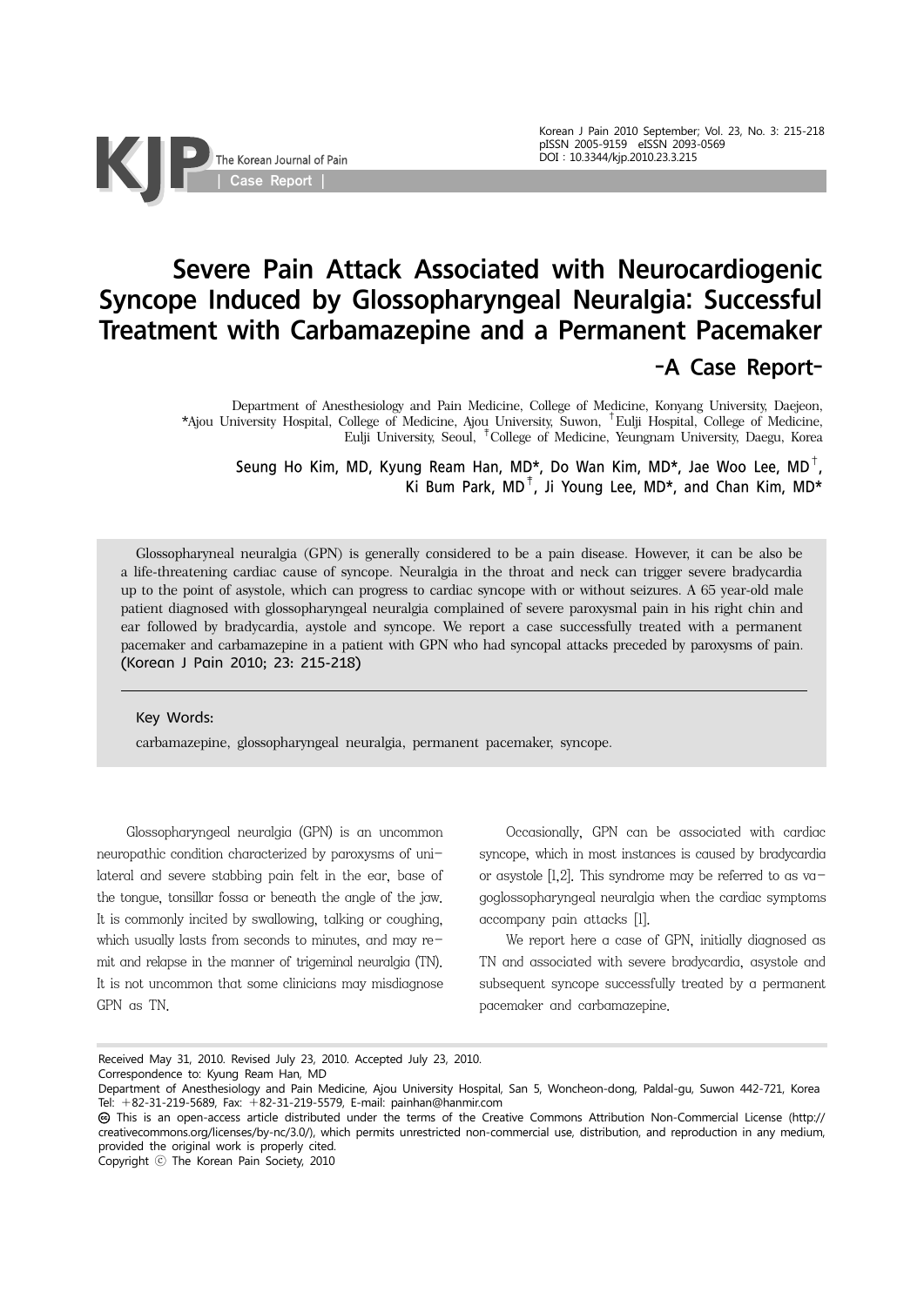# Severe Pain Attack Associated with Neurocardiogenic Syncope Induced by Glossopharyngeal Neuralgia: Successful Treatment with Carbamazepine and a Permanent Pacemaker

## -A Case Report-

Department of Anesthesiology and Pain Medicine, College of Medicine, Konyang University, Daejeon, *Ajou University Hospital, College of Medicine, Ajou University, Suwon, †Eulji Hospital, College of Medicine, Eulji University, Seoul, ‡College of Medicine, Yeungnam University, Daegu, Korea

Seung Ho Kim, MD, Kyung Ream Han, MD*, Do Wan Kim, MD*, Jae Woo Lee, MD†, Ki Bum Park, MD†, Ji Young Lee, MD*, and Chan Kim, MD*

Glossopharyneal neuralgia (GPN) is generally considered to be a pain disease. However, it can be also be a life-threatening cardiac cause of syncope. Neuralgia in the throat and neck can trigger severe bradycardia up to the point of asystole, which can progress to cardiac syncope with or without seizures. A 65 year-old male patient diagnosed with glossopharyngeal neuralgia complained of severe paroxysmal pain in his right chin and ear followed by bradycardia, aystole and syncope. We report a case successfully treated with a permanent pacemaker and carbamazepine in a patient with GPN who had syncopal attacks preceded by paroxysms of pain. (Korean J Pain 2010; 23: 215-218)

Key Words:

carbamazepine, glossopharyngeal neuralgia, permanent pacemaker, syncope.

Glossopharyngeal neuralgia (GPN) is an uncommon neuropathic condition characterized by paroxysms of unilateral and severe stabbing pain felt in the ear, base of the tongue, tonsillar fossa or beneath the angle of the jaw. It is commonly incited by swallowing, talking or coughing, which usually lasts from seconds to minutes, and may remit and relapse in the manner of trigeminal neuralgia (TN). It is not uncommon that some clinicians may misdiagnose GPN as TN.

Occasionally, GPN can be associated with cardiac syncope, which in most instances is caused by bradycardia or asystole [1,2]. This syndrome may be referred to as vagoglossopharyngeal neuralgia when the cardiac symptoms accompany pain attacks [1].

We report here a case of GPN, initially diagnosed as TN and associated with severe bradycardia, asystole and subsequent syncope successfully treated by a permanent pacemaker and carbamazepine.

Received May 31, 2010. Revised July 23, 2010. Accepted July 23, 2010.
Correspondence to: Kyung Ream Han, MD
Department of Anesthesiology and Pain Medicine, Ajou University Hospital, San 5, Woncheon-dong, Paldal-gu, Suwon 442-721, Korea
Tel: +82-31-219-5689, Fax: +82-31-219-5579, E-mail: painhan@hanmir.com
This is an open-access article distributed under the terms of the Creative Commons Attribution Non-Commercial License (http://creativecommons.org/licenses/by-nc/3.0/), which permits unrestricted non-commercial use, distribution, and reproduction in any medium, provided the original work is properly cited.
Copyright ⓒ The Korean Pain Society, 2010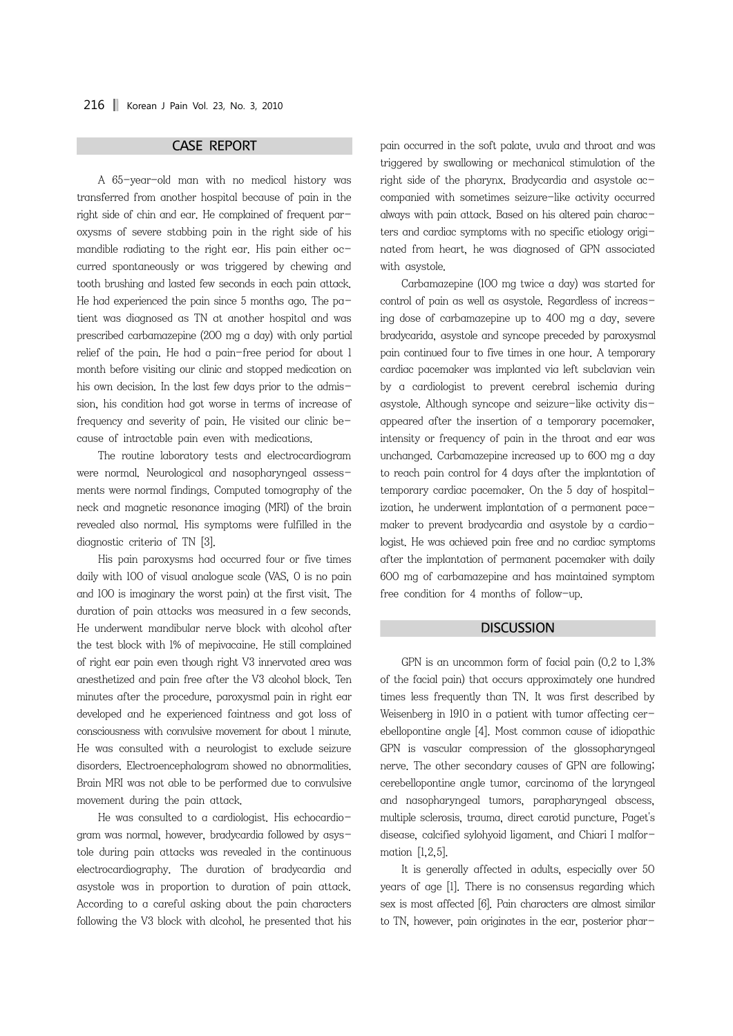## CASE REPORT

A 65-year-old man with no medical history was transferred from another hospital because of pain in the right side of chin and ear. He complained of frequent paroxysms of severe stabbing pain in the right side of his mandible radiating to the right ear. His pain either occurred spontaneously or was triggered by chewing and tooth brushing and lasted few seconds in each pain attack. He had experienced the pain since 5 months ago. The patient was diagnosed as TN at another hospital and was prescribed carbamazepine (200 mg a day) with only partial relief of the pain. He had a pain-free period for about 1 month before visiting our clinic and stopped medication on his own decision. In the last few days prior to the admission, his condition had got worse in terms of increase of frequency and severity of pain. He visited our clinic because of intractable pain even with medications.

The routine laboratory tests and electrocardiogram were normal. Neurological and nasopharyngeal assessments were normal findings. Computed tomography of the neck and magnetic resonance imaging (MRI) of the brain revealed also normal. His symptoms were fulfilled in the diagnostic criteria of TN [3].

His pain paroxysms had occurred four or five times daily with 100 of visual analogue scale (VAS, 0 is no pain and 100 is imaginary the worst pain) at the first visit. The duration of pain attacks was measured in a few seconds. He underwent mandibular nerve block with alcohol after the test block with 1% of mepivacaine. He still complained of right ear pain even though right V3 innervated area was anesthetized and pain free after the V3 alcohol block. Ten minutes after the procedure, paroxysmal pain in right ear developed and he experienced faintness and got loss of consciousness with convulsive movement for about 1 minute. He was consulted with a neurologist to exclude seizure disorders. Electroencephalogram showed no abnormalities. Brain MRI was not able to be performed due to convulsive movement during the pain attack.

He was consulted to a cardiologist. His echocardiogram was normal, however, bradycardia followed by asystole during pain attacks was revealed in the continuous electrocardiography. The duration of bradycardia and asystole was in proportion to duration of pain attack. According to a careful asking about the pain characters following the V3 block with alcohol, he presented that his pain occurred in the soft palate, uvula and throat and was triggered by swallowing or mechanical stimulation of the right side of the pharynx. Bradycardia and asystole accompanied with sometimes seizure-like activity occurred always with pain attack. Based on his altered pain characters and cardiac symptoms with no specific etiology originated from heart, he was diagnosed of GPN associated with asystole.

Carbamazepine (100 mg twice a day) was started for control of pain as well as asystole. Regardless of increasing dose of carbamazepine up to 400 mg a day, severe bradycarida, asystole and syncope preceded by paroxysmal pain continued four to five times in one hour. A temporary cardiac pacemaker was implanted via left subclavian vein by a cardiologist to prevent cerebral ischemia during asystole. Although syncope and seizure-like activity disappeared after the insertion of a temporary pacemaker, intensity or frequency of pain in the throat and ear was unchanged. Carbamazepine increased up to 600 mg a day to reach pain control for 4 days after the implantation of temporary cardiac pacemaker. On the 5 day of hospitalization, he underwent implantation of a permanent pacemaker to prevent bradycardia and asystole by a cardiologist. He was achieved pain free and no cardiac symptoms after the implantation of permanent pacemaker with daily 600 mg of carbamazepine and has maintained symptom free condition for 4 months of follow-up.

## DISCUSSION

GPN is an uncommon form of facial pain (0.2 to 1.3% of the facial pain) that occurs approximately one hundred times less frequently than TN. It was first described by Weisenberg in 1910 in a patient with tumor affecting cerebellopontine angle [4]. Most common cause of idiopathic GPN is vascular compression of the glossopharyngeal nerve. The other secondary causes of GPN are following; cerebellopontine angle tumor, carcinoma of the laryngeal and nasopharyngeal tumors, parapharyngeal abscess, multiple sclerosis, trauma, direct carotid puncture, Paget's disease, calcified sylohyoid ligament, and Chiari I malformation [1,2,5].

It is generally affected in adults, especially over 50 years of age [1]. There is no consensus regarding which sex is most affected [6]. Pain characters are almost similar to TN, however, pain originates in the ear, posterior phar-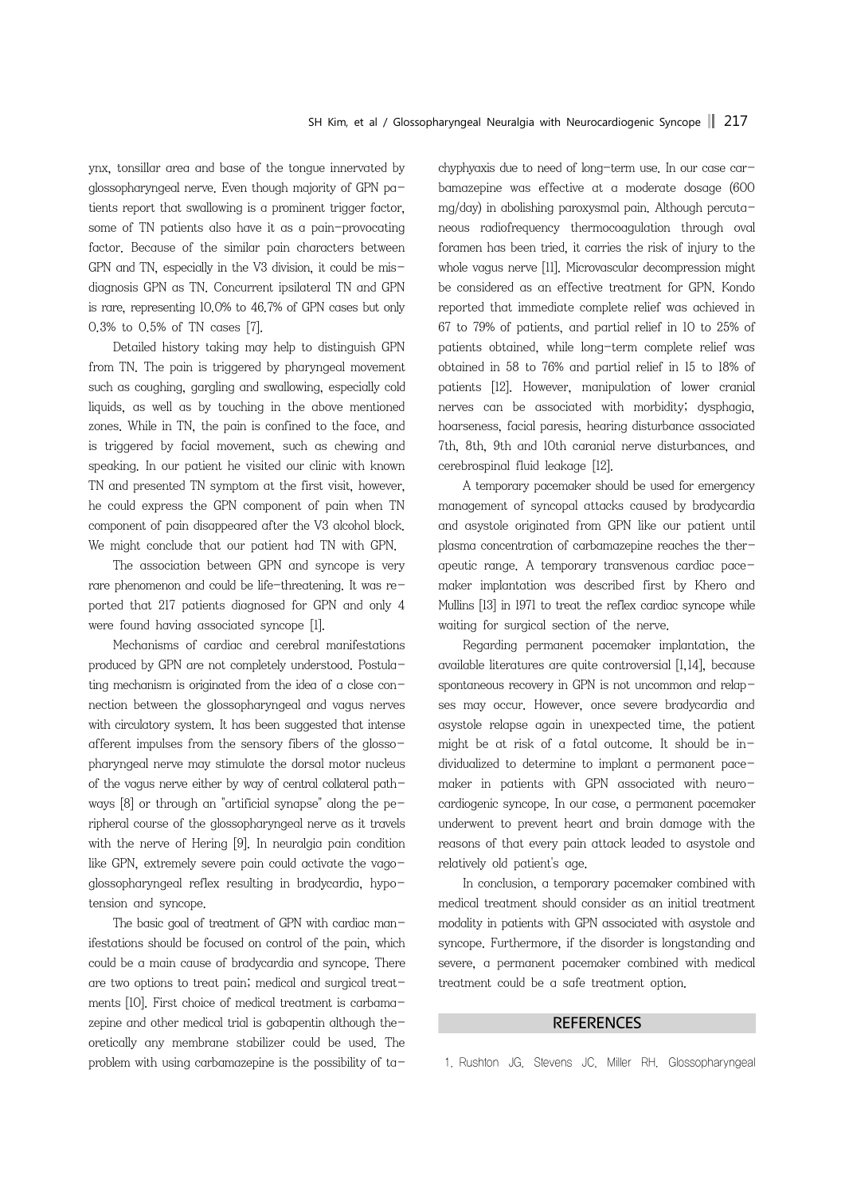ynx, tonsillar area and base of the tongue innervated by glossopharyngeal nerve. Even though majority of GPN patients report that swallowing is a prominent trigger factor, some of TN patients also have it as a pain-provocating factor. Because of the similar pain characters between GPN and TN, especially in the V3 division, it could be misdiagnosis GPN as TN. Concurrent ipsilateral TN and GPN is rare, representing 10.0% to 46.7% of GPN cases but only 0.3% to 0.5% of TN cases [7].

Detailed history taking may help to distinguish GPN from TN. The pain is triggered by pharyngeal movement such as coughing, gargling and swallowing, especially cold liquids, as well as by touching in the above mentioned zones. While in TN, the pain is confined to the face, and is triggered by facial movement, such as chewing and speaking. In our patient he visited our clinic with known TN and presented TN symptom at the first visit, however, he could express the GPN component of pain when TN component of pain disappeared after the V3 alcohol block. We might conclude that our patient had TN with GPN.

The association between GPN and syncope is very rare phenomenon and could be life-threatening. It was reported that 217 patients diagnosed for GPN and only 4 were found having associated syncope [1].

Mechanisms of cardiac and cerebral manifestations produced by GPN are not completely understood. Postulating mechanism is originated from the idea of a close connection between the glossopharyngeal and vagus nerves with circulatory system. It has been suggested that intense afferent impulses from the sensory fibers of the glossopharyngeal nerve may stimulate the dorsal motor nucleus of the vagus nerve either by way of central collateral pathways [8] or through an "artificial synapse" along the peripheral course of the glossopharyngeal nerve as it travels with the nerve of Hering [9]. In neuralgia pain condition like GPN, extremely severe pain could activate the vagoglossopharyngeal reflex resulting in bradycardia, hypotension and syncope.

The basic goal of treatment of GPN with cardiac manifestations should be focused on control of the pain, which could be a main cause of bradycardia and syncope. There are two options to treat pain; medical and surgical treatments [10]. First choice of medical treatment is carbamazepine and other medical trial is gabapentin although theoretically any membrane stabilizer could be used. The problem with using carbamazepine is the possibility of tachyphyaxis due to need of long-term use. In our case carbamazepine was effective at a moderate dosage (600 mg/day) in abolishing paroxysmal pain. Although percutaneous radiofrequency thermocoagulation through oval foramen has been tried, it carries the risk of injury to the whole vagus nerve [11]. Microvascular decompression might be considered as an effective treatment for GPN. Kondo reported that immediate complete relief was achieved in 67 to 79% of patients, and partial relief in 10 to 25% of patients obtained, while long-term complete relief was obtained in 58 to 76% and partial relief in 15 to 18% of patients [12]. However, manipulation of lower cranial nerves can be associated with morbidity; dysphagia, hoarseness, facial paresis, hearing disturbance associated 7th, 8th, 9th and 10th caranial nerve disturbances, and cerebrospinal fluid leakage [12].

A temporary pacemaker should be used for emergency management of syncopal attacks caused by bradycardia and asystole originated from GPN like our patient until plasma concentration of carbamazepine reaches the therapeutic range. A temporary transvenous cardiac pacemaker implantation was described first by Khero and Mullins [13] in 1971 to treat the reflex cardiac syncope while waiting for surgical section of the nerve.

Regarding permanent pacemaker implantation, the available literatures are quite controversial [1,14], because spontaneous recovery in GPN is not uncommon and relapses may occur. However, once severe bradycardia and asystole relapse again in unexpected time, the patient might be at risk of a fatal outcome. It should be individualized to determine to implant a permanent pacemaker in patients with GPN associated with neurocardiogenic syncope. In our case, a permanent pacemaker underwent to prevent heart and brain damage with the reasons of that every pain attack leaded to asystole and relatively old patient's age.

In conclusion, a temporary pacemaker combined with medical treatment should consider as an initial treatment modality in patients with GPN associated with asystole and syncope. Furthermore, if the disorder is longstanding and severe, a permanent pacemaker combined with medical treatment could be a safe treatment option.

## REFERENCES

1. Rushton JG, Stevens JC, Miller RH. Glossopharyngeal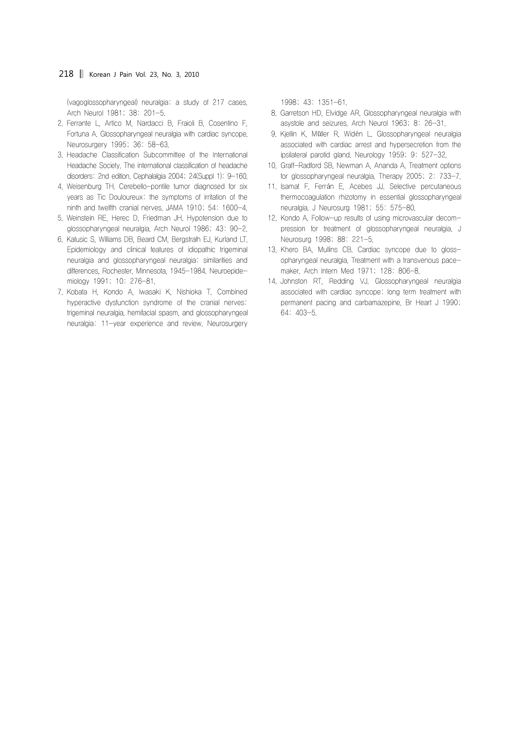(vagoglossopharyngeal) neuralgia: a study of 217 cases. Arch Neurol 1981; 38: 201-5.

2. Ferrante L, Artico M, Nardacci B, Fraioli B, Cosentino F, Fortuna A. Glossopharyngeal neuralgia with cardiac syncope. Neurosurgery 1995; 36: 58-63.
3. Headache Classification Subcommittee of the International Headache Society. The international classification of headache disorders: 2nd edition. Cephalalgia 2004; 24(Suppl 1): 9-160.
4. Weisenburg TH. Cerebello-pontile tumor diagnosed for six years as Tic Douloureux: the symptoms of irritation of the ninth and twelfth cranial nerves. JAMA 1910; 54: 1600-4.
5. Weinstein RE, Herec D, Friedman JH. Hypotension due to glossopharyngeal neuralgia. Arch Neurol 1986; 43: 90-2.
6. Katusic S, Williams DB, Beard CM, Bergstralh EJ, Kurland LT. Epidemiology and clinical features of idiopathic trigeminal neuralgia and glossopharyngeal neuralgia: similarities and differences, Rochester, Minnesota, 1945-1984. Neuroepidemiology 1991; 10: 276-81.
7. Kobata H, Kondo A, Iwasaki K, Nishioka T. Combined hyperactive dysfunction syndrome of the cranial nerves: trigeminal neuralgia, hemifacial spasm, and glossopharyngeal neuralgia: 11-year experience and review. Neurosurgery 1998; 43: 1351-61.
8. Garretson HD, Elvidge AR. Glossopharyngeal neuralgia with asystole and seizures. Arch Neurol 1963; 8: 26-31.
9. Kjellin K, Müller R, Widén L. Glossopharyngeal neuralgia associated with cardiac arrest and hypersecretion from the ipsilateral parotid gland. Neurology 1959; 9: 527-32.
10. Graff-Radford SB, Newman A, Ananda A. Treatment options for glossopharyngeal neuralgia. Therapy 2005; 2: 733-7.
11. Isamat F, Ferrán E, Acebes JJ. Selective percutaneous thermocoagulation rhizotomy in essential glossopharyngeal neuralgia. J Neurosurg 1981; 55: 575-80.
12. Kondo A. Follow-up results of using microvascular decompression for treatment of glossopharyngeal neuralgia. J Neurosurg 1998; 88: 221-5.
13. Khero BA, Mullins CB. Cardiac syncope due to glossopharyngeal neuralgia. Treatment with a transvenous pacemaker. Arch Intern Med 1971; 128: 806-8.
14. Johnston RT, Redding VJ. Glossopharyngeal neuralgia associated with cardiac syncope: long term treatment with permanent pacing and carbamazepine. Br Heart J 1990; 64: 403-5.